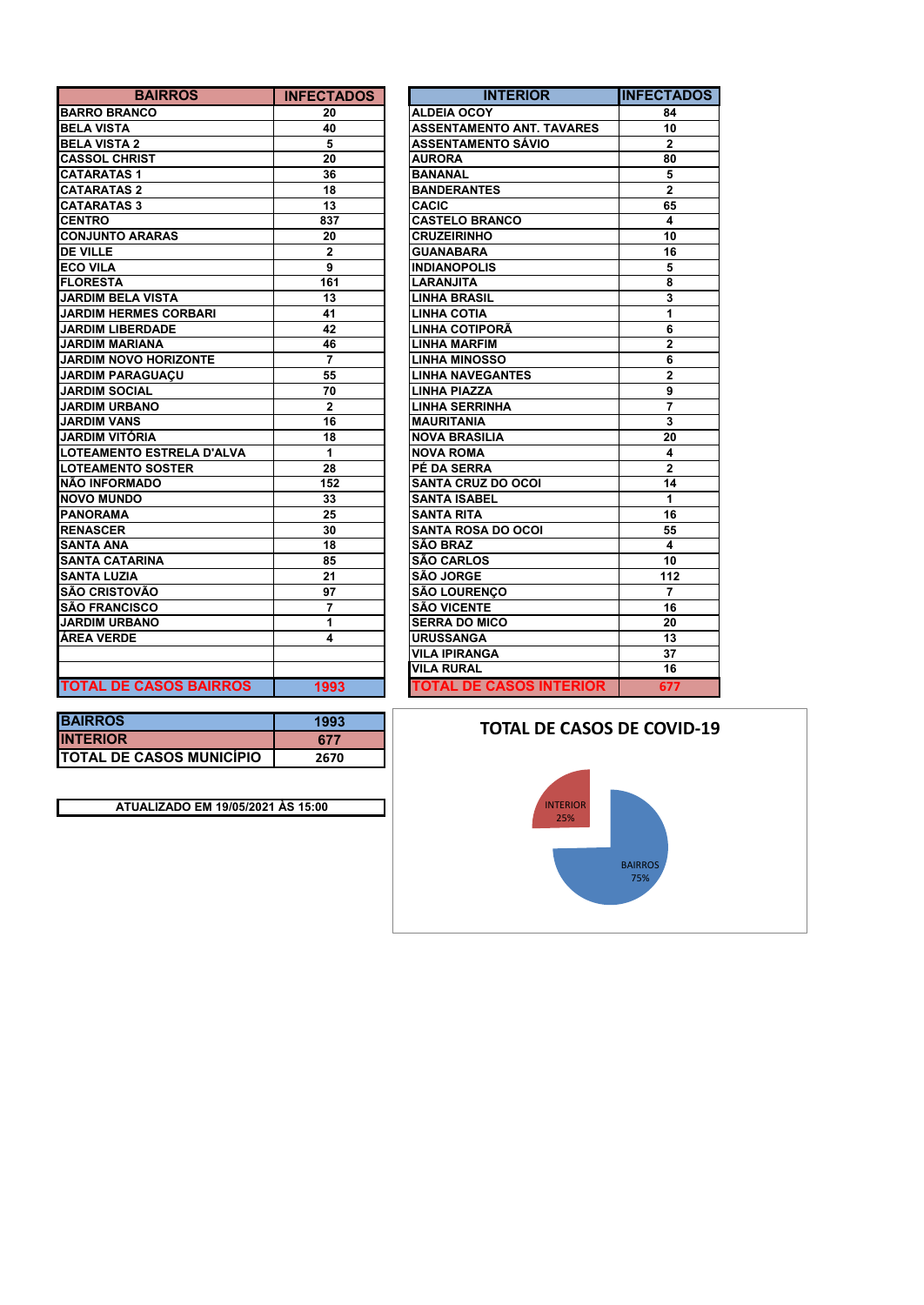| BAIRROS | INFECTADOS |
|---|---|
| BARRO BRANCO | 20 |
| BELA VISTA | 40 |
| BELA VISTA 2 | 5 |
| CASSOL CHRIST | 20 |
| CATARATAS 1 | 36 |
| CATARATAS 2 | 18 |
| CATARATAS 3 | 13 |
| CENTRO | 837 |
| CONJUNTO ARARAS | 20 |
| DE VILLE | 2 |
| ECO VILA | 9 |
| FLORESTA | 161 |
| JARDIM BELA VISTA | 13 |
| JARDIM HERMES CORBARI | 41 |
| JARDIM LIBERDADE | 42 |
| JARDIM MARIANA | 46 |
| JARDIM NOVO HORIZONTE | 7 |
| JARDIM PARAGUAÇU | 55 |
| JARDIM SOCIAL | 70 |
| JARDIM URBANO | 2 |
| JARDIM VANS | 16 |
| JARDIM VITÓRIA | 18 |
| LOTEAMENTO ESTRELA D'ALVA | 1 |
| LOTEAMENTO SOSTER | 28 |
| NÃO INFORMADO | 152 |
| NOVO MUNDO | 33 |
| PANORAMA | 25 |
| RENASCER | 30 |
| SANTA ANA | 18 |
| SANTA CATARINA | 85 |
| SANTA LUZIA | 21 |
| SÃO CRISTOVÃO | 97 |
| SÃO FRANCISCO | 7 |
| JARDIM URBANO | 1 |
| ÁREA VERDE | 4 |
| | |
| | |
| TOTAL DE CASOS BAIRROS | 1993 |

| INTERIOR | INFECTADOS |
|---|---|
| ALDEIA OCOY | 84 |
| ASSENTAMENTO ANT. TAVARES | 10 |
| ASSENTAMENTO SÁVIO | 2 |
| AURORA | 80 |
| BANANAL | 5 |
| BANDERANTES | 2 |
| CACIC | 65 |
| CASTELO BRANCO | 4 |
| CRUZEIRINHO | 10 |
| GUANABARA | 16 |
| INDIANOPOLIS | 5 |
| LARANJITA | 8 |
| LINHA BRASIL | 3 |
| LINHA COTIA | 1 |
| LINHA COTIPORÃ | 6 |
| LINHA MARFIM | 2 |
| LINHA MINOSSO | 6 |
| LINHA NAVEGANTES | 2 |
| LINHA PIAZZA | 9 |
| LINHA SERRINHA | 7 |
| MAURITANIA | 3 |
| NOVA BRASILIA | 20 |
| NOVA ROMA | 4 |
| PÉ DA SERRA | 2 |
| SANTA CRUZ DO OCOI | 14 |
| SANTA ISABEL | 1 |
| SANTA RITA | 16 |
| SANTA ROSA DO OCOI | 55 |
| SÃO BRAZ | 4 |
| SÃO CARLOS | 10 |
| SÃO JORGE | 112 |
| SÃO LOURENÇO | 7 |
| SÃO VICENTE | 16 |
| SERRA DO MICO | 20 |
| URUSSANGA | 13 |
| VILA IPIRANGA | 37 |
| VILA RURAL | 16 |
| TOTAL DE CASOS INTERIOR | 677 |

| | |
|---|---|
| BAIRROS | 1993 |
| INTERIOR | 677 |
| TOTAL DE CASOS MUNICÍPIO | 2670 |

**ATUALIZADO EM 19/05/2021 ÀS 15:00**

**TOTAL DE CASOS DE COVID-19**

INTERIOR 25%
BAIRROS 75%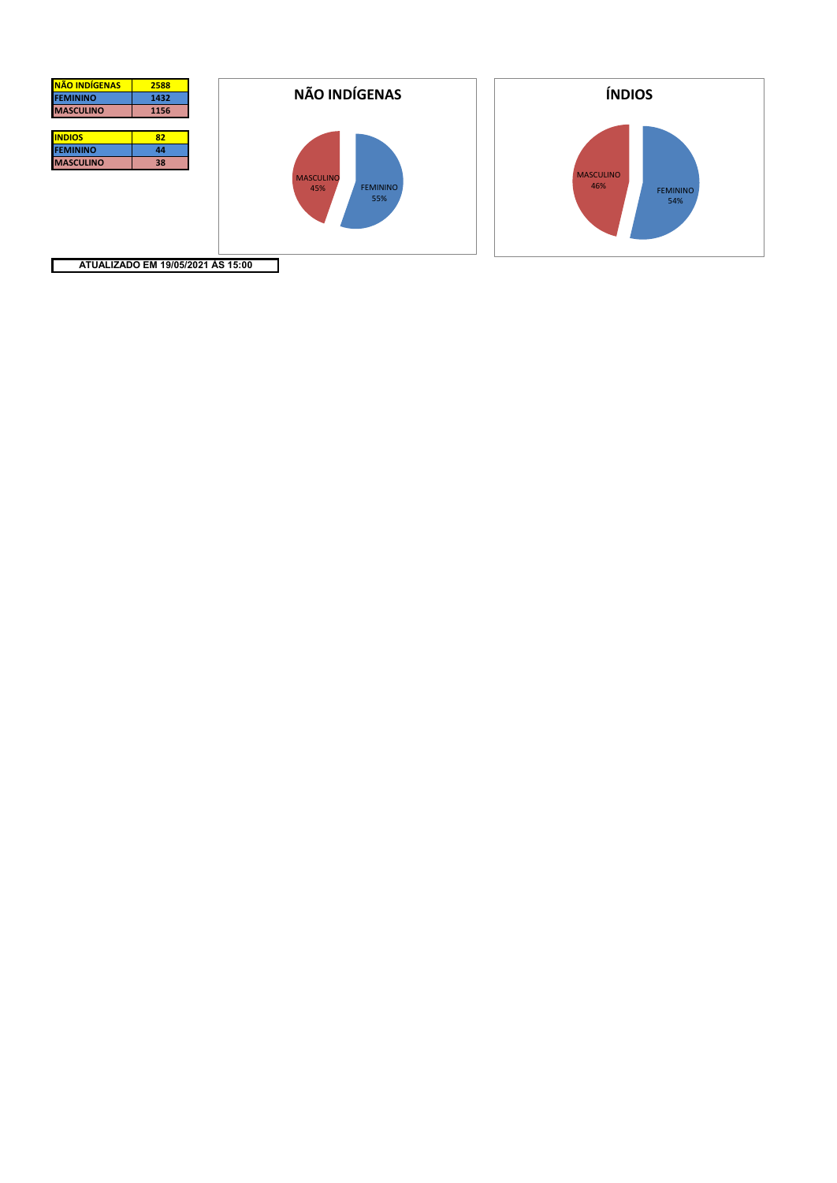| NÃO INDÍGENAS | 2588 |
|---|---|
| FEMININO | 1432 |
| MASCULINO | 1156 |

| INDIOS | 82 |
|---|---|
| FEMININO | 44 |
| MASCULINO | 38 |

## NÃO INDÍGENAS

MASCULINO 45%

FEMININO 55%

## ÍNDIOS

MASCULINO 46%

FEMININO 54%

**ATUALIZADO EM 19/05/2021 ÀS 15:00**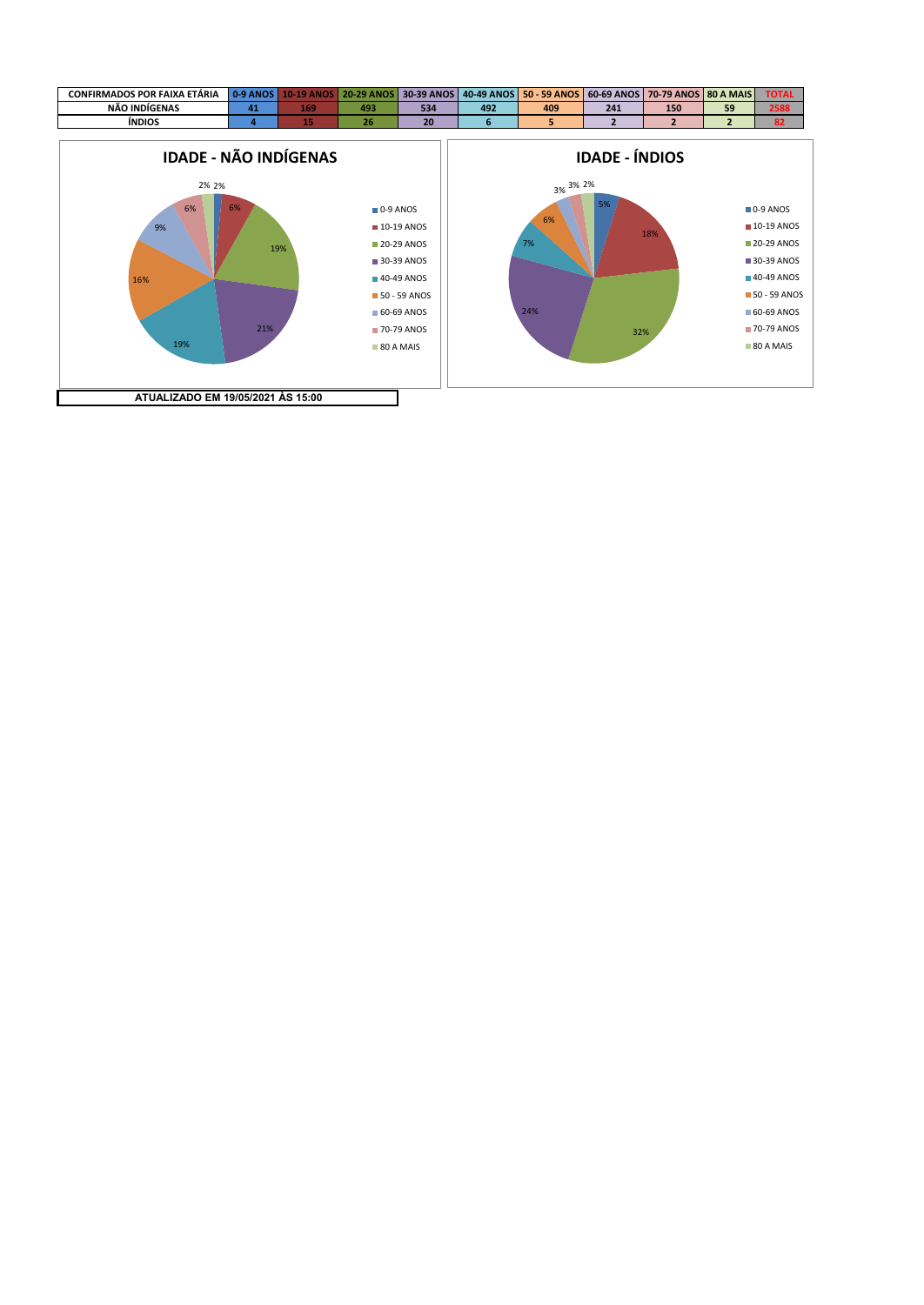| CONFIRMADOS POR FAIXA ETÁRIA | 0-9 ANOS | 10-19 ANOS | 20-29 ANOS | 30-39 ANOS | 40-49 ANOS | 50 - 59 ANOS | 60-69 ANOS | 70-79 ANOS | 80 A MAIS | TOTAL |
|---|---|---|---|---|---|---|---|---|---|---|
| NÃO INDÍGENAS | 41 | 169 | 493 | 534 | 492 | 409 | 241 | 150 | 59 | 2588 |
| ÍNDIOS | 4 | 15 | 26 | 20 | 6 | 5 | 2 | 2 | 2 | 82 |

## IDADE - NÃO INDÍGENAS

| Faixa etária | % |
|---|---|
| 0-9 ANOS | 2% |
| 10-19 ANOS | 6% |
| 20-29 ANOS | 19% |
| 30-39 ANOS | 21% |
| 40-49 ANOS | 19% |
| 50 - 59 ANOS | 16% |
| 60-69 ANOS | 9% |
| 70-79 ANOS | 6% |
| 80 A MAIS | 2% |

## IDADE - ÍNDIOS

| Faixa etária | % |
|---|---|
| 0-9 ANOS | 5% |
| 10-19 ANOS | 18% |
| 20-29 ANOS | 32% |
| 30-39 ANOS | 24% |
| 40-49 ANOS | 7% |
| 50 - 59 ANOS | 6% |
| 60-69 ANOS | 3% |
| 70-79 ANOS | 3% |
| 80 A MAIS | 2% |

**ATUALIZADO EM 19/05/2021 ÀS 15:00**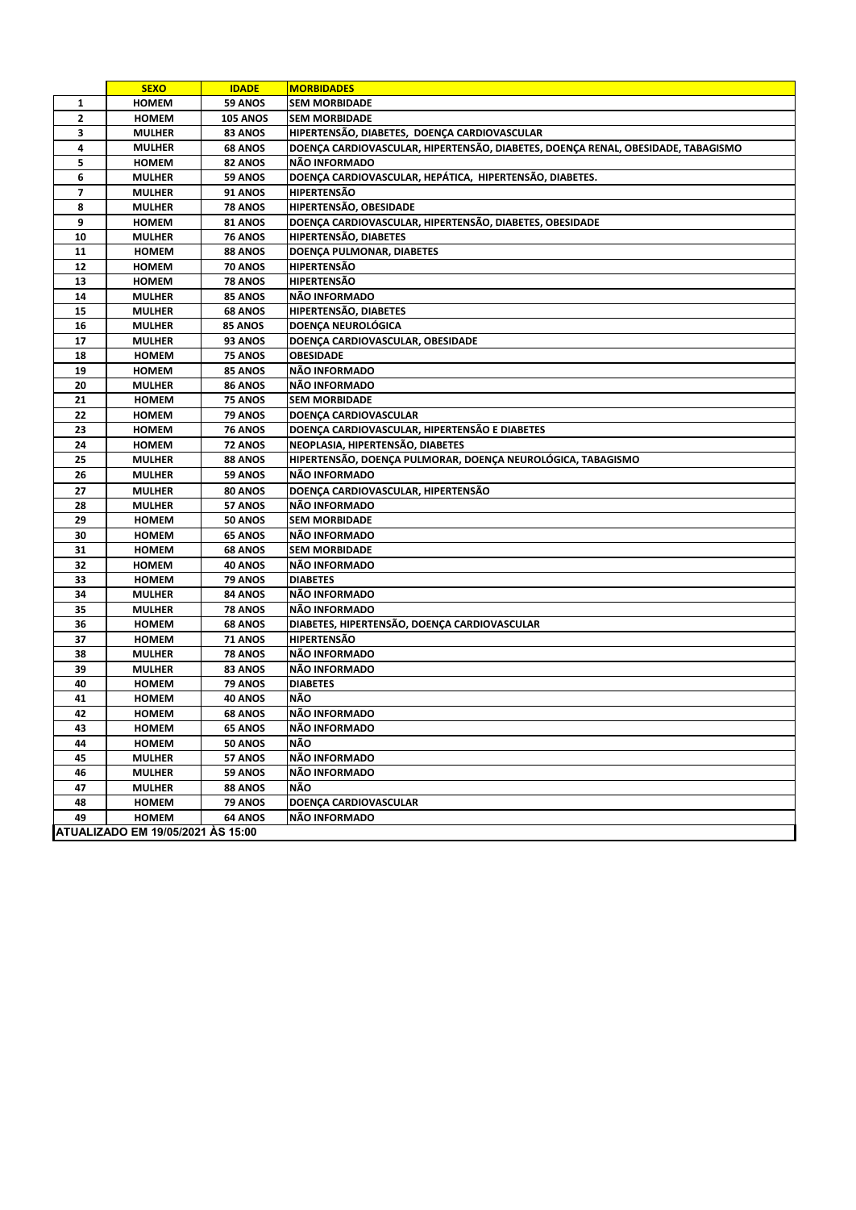|  | SEXO | IDADE | MORBIDADES |
|---|---|---|---|
| 1 | HOMEM | 59 ANOS | SEM MORBIDADE |
| 2 | HOMEM | 105 ANOS | SEM MORBIDADE |
| 3 | MULHER | 83 ANOS | HIPERTENSÃO, DIABETES, DOENÇA CARDIOVASCULAR |
| 4 | MULHER | 68 ANOS | DOENÇA CARDIOVASCULAR, HIPERTENSÃO, DIABETES, DOENÇA RENAL, OBESIDADE, TABAGISMO |
| 5 | HOMEM | 82 ANOS | NÃO INFORMADO |
| 6 | MULHER | 59 ANOS | DOENÇA CARDIOVASCULAR, HEPÁTICA, HIPERTENSÃO, DIABETES. |
| 7 | MULHER | 91 ANOS | HIPERTENSÃO |
| 8 | MULHER | 78 ANOS | HIPERTENSÃO, OBESIDADE |
| 9 | HOMEM | 81 ANOS | DOENÇA CARDIOVASCULAR, HIPERTENSÃO, DIABETES, OBESIDADE |
| 10 | MULHER | 76 ANOS | HIPERTENSÃO, DIABETES |
| 11 | HOMEM | 88 ANOS | DOENÇA PULMONAR, DIABETES |
| 12 | HOMEM | 70 ANOS | HIPERTENSÃO |
| 13 | HOMEM | 78 ANOS | HIPERTENSÃO |
| 14 | MULHER | 85 ANOS | NÃO INFORMADO |
| 15 | MULHER | 68 ANOS | HIPERTENSÃO, DIABETES |
| 16 | MULHER | 85 ANOS | DOENÇA NEUROLÓGICA |
| 17 | MULHER | 93 ANOS | DOENÇA CARDIOVASCULAR, OBESIDADE |
| 18 | HOMEM | 75 ANOS | OBESIDADE |
| 19 | HOMEM | 85 ANOS | NÃO INFORMADO |
| 20 | MULHER | 86 ANOS | NÃO INFORMADO |
| 21 | HOMEM | 75 ANOS | SEM MORBIDADE |
| 22 | HOMEM | 79 ANOS | DOENÇA CARDIOVASCULAR |
| 23 | HOMEM | 76 ANOS | DOENÇA CARDIOVASCULAR, HIPERTENSÃO E DIABETES |
| 24 | HOMEM | 72 ANOS | NEOPLASIA, HIPERTENSÃO, DIABETES |
| 25 | MULHER | 88 ANOS | HIPERTENSÃO, DOENÇA PULMORAR, DOENÇA NEUROLÓGICA, TABAGISMO |
| 26 | MULHER | 59 ANOS | NÃO INFORMADO |
| 27 | MULHER | 80 ANOS | DOENÇA CARDIOVASCULAR, HIPERTENSÃO |
| 28 | MULHER | 57 ANOS | NÃO INFORMADO |
| 29 | HOMEM | 50 ANOS | SEM MORBIDADE |
| 30 | HOMEM | 65 ANOS | NÃO INFORMADO |
| 31 | HOMEM | 68 ANOS | SEM MORBIDADE |
| 32 | HOMEM | 40 ANOS | NÃO INFORMADO |
| 33 | HOMEM | 79 ANOS | DIABETES |
| 34 | MULHER | 84 ANOS | NÃO INFORMADO |
| 35 | MULHER | 78 ANOS | NÃO INFORMADO |
| 36 | HOMEM | 68 ANOS | DIABETES, HIPERTENSÃO, DOENÇA CARDIOVASCULAR |
| 37 | HOMEM | 71 ANOS | HIPERTENSÃO |
| 38 | MULHER | 78 ANOS | NÃO INFORMADO |
| 39 | MULHER | 83 ANOS | NÃO INFORMADO |
| 40 | HOMEM | 79 ANOS | DIABETES |
| 41 | HOMEM | 40 ANOS | NÃO |
| 42 | HOMEM | 68 ANOS | NÃO INFORMADO |
| 43 | HOMEM | 65 ANOS | NÃO INFORMADO |
| 44 | HOMEM | 50 ANOS | NÃO |
| 45 | MULHER | 57 ANOS | NÃO INFORMADO |
| 46 | MULHER | 59 ANOS | NÃO INFORMADO |
| 47 | MULHER | 88 ANOS | NÃO |
| 48 | HOMEM | 79 ANOS | DOENÇA CARDIOVASCULAR |
| 49 | HOMEM | 64 ANOS | NÃO INFORMADO |

ATUALIZADO EM 19/05/2021 ÀS 15:00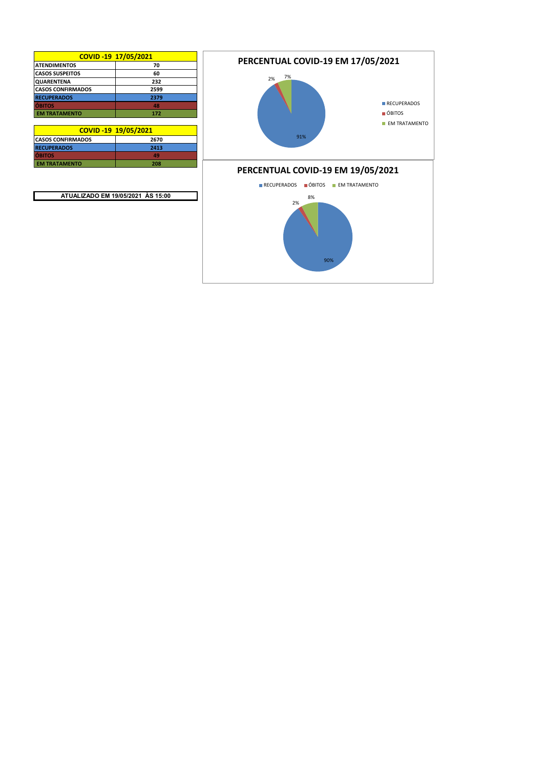| COVID -19 17/05/2021 | |
|---|---|
| ATENDIMENTOS | 70 |
| CASOS SUSPEITOS | 60 |
| QUARENTENA | 232 |
| CASOS CONFIRMADOS | 2599 |
| RECUPERADOS | 2379 |
| ÓBITOS | 48 |
| EM TRATAMENTO | 172 |

| COVID -19 19/05/2021 | |
|---|---|
| CASOS CONFIRMADOS | 2670 |
| RECUPERADOS | 2413 |
| ÓBITOS | 49 |
| EM TRATAMENTO | 208 |

**ATUALIZADO EM 19/05/2021 ÀS 15:00**

## PERCENTUAL COVID-19 EM 17/05/2021

2%
7%
91%

RECUPERADOS
ÓBITOS
EM TRATAMENTO

## PERCENTUAL COVID-19 EM 19/05/2021

RECUPERADOS
ÓBITOS
EM TRATAMENTO

8%
2%
90%